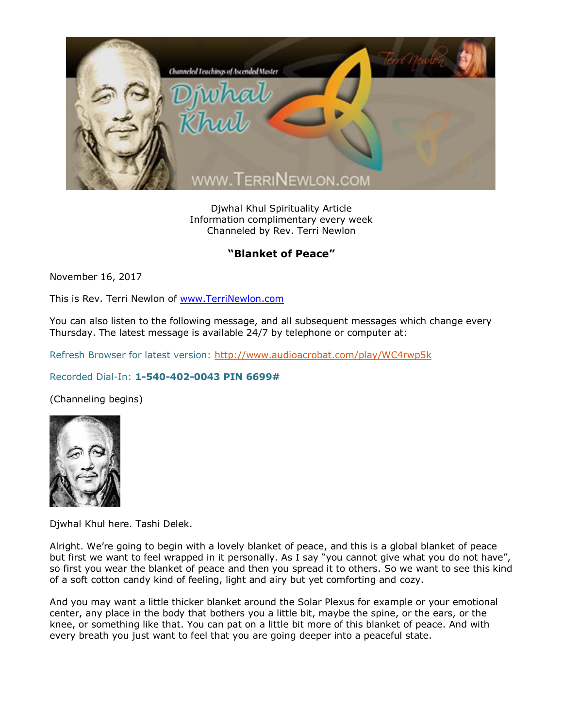Djwhal Khul Spirituality Article
Information complimentary every week
Channeled by Rev. Terri Newlon

**"Blanket of Peace"**

November 16, 2017

This is Rev. Terri Newlon of www.TerriNewlon.com

You can also listen to the following message, and all subsequent messages which change every Thursday. The latest message is available 24/7 by telephone or computer at:

Refresh Browser for latest version: http://www.audioacrobat.com/play/WC4rwp5k

Recorded Dial-In: **1-540-402-0043 PIN 6699#**

(Channeling begins)

Djwhal Khul here. Tashi Delek.

Alright. We're going to begin with a lovely blanket of peace, and this is a global blanket of peace but first we want to feel wrapped in it personally. As I say "you cannot give what you do not have", so first you wear the blanket of peace and then you spread it to others. So we want to see this kind of a soft cotton candy kind of feeling, light and airy but yet comforting and cozy.

And you may want a little thicker blanket around the Solar Plexus for example or your emotional center, any place in the body that bothers you a little bit, maybe the spine, or the ears, or the knee, or something like that. You can pat on a little bit more of this blanket of peace. And with every breath you just want to feel that you are going deeper into a peaceful state.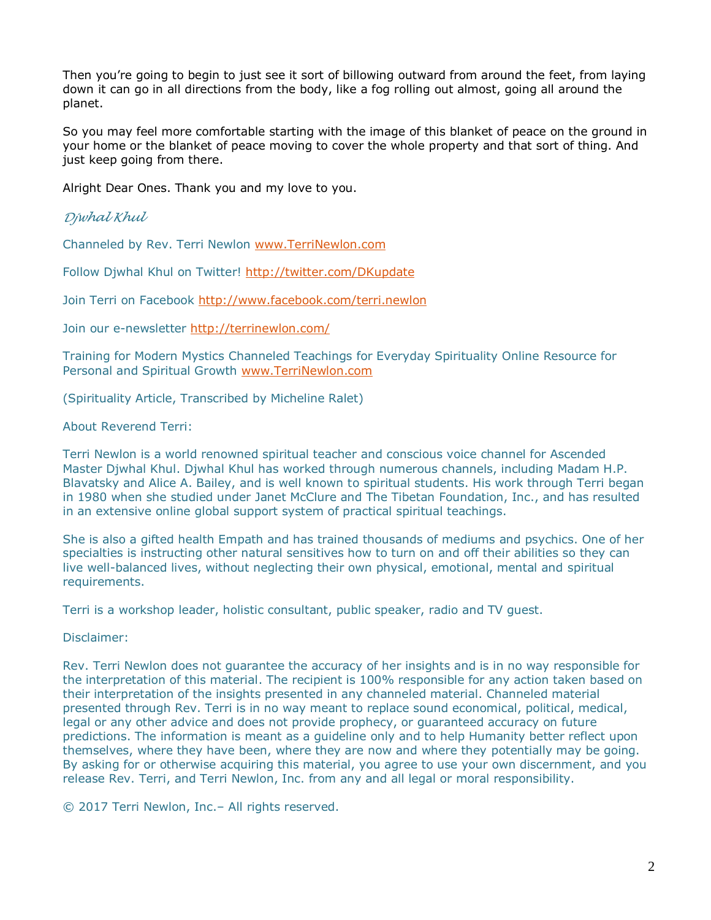Then you're going to begin to just see it sort of billowing outward from around the feet, from laying down it can go in all directions from the body, like a fog rolling out almost, going all around the planet.

So you may feel more comfortable starting with the image of this blanket of peace on the ground in your home or the blanket of peace moving to cover the whole property and that sort of thing. And just keep going from there.

Alright Dear Ones. Thank you and my love to you.

*Djwhal Khul*

Channeled by Rev. Terri Newlon www.TerriNewlon.com

Follow Djwhal Khul on Twitter! http://twitter.com/DKupdate

Join Terri on Facebook http://www.facebook.com/terri.newlon

Join our e-newsletter http://terrinewlon.com/

Training for Modern Mystics Channeled Teachings for Everyday Spirituality Online Resource for Personal and Spiritual Growth www.TerriNewlon.com

(Spirituality Article, Transcribed by Micheline Ralet)

About Reverend Terri:

Terri Newlon is a world renowned spiritual teacher and conscious voice channel for Ascended Master Djwhal Khul. Djwhal Khul has worked through numerous channels, including Madam H.P. Blavatsky and Alice A. Bailey, and is well known to spiritual students. His work through Terri began in 1980 when she studied under Janet McClure and The Tibetan Foundation, Inc., and has resulted in an extensive online global support system of practical spiritual teachings.

She is also a gifted health Empath and has trained thousands of mediums and psychics. One of her specialties is instructing other natural sensitives how to turn on and off their abilities so they can live well-balanced lives, without neglecting their own physical, emotional, mental and spiritual requirements.

Terri is a workshop leader, holistic consultant, public speaker, radio and TV guest.

Disclaimer:

Rev. Terri Newlon does not guarantee the accuracy of her insights and is in no way responsible for the interpretation of this material. The recipient is 100% responsible for any action taken based on their interpretation of the insights presented in any channeled material. Channeled material presented through Rev. Terri is in no way meant to replace sound economical, political, medical, legal or any other advice and does not provide prophecy, or guaranteed accuracy on future predictions. The information is meant as a guideline only and to help Humanity better reflect upon themselves, where they have been, where they are now and where they potentially may be going. By asking for or otherwise acquiring this material, you agree to use your own discernment, and you release Rev. Terri, and Terri Newlon, Inc. from any and all legal or moral responsibility.

© 2017 Terri Newlon, Inc.– All rights reserved.